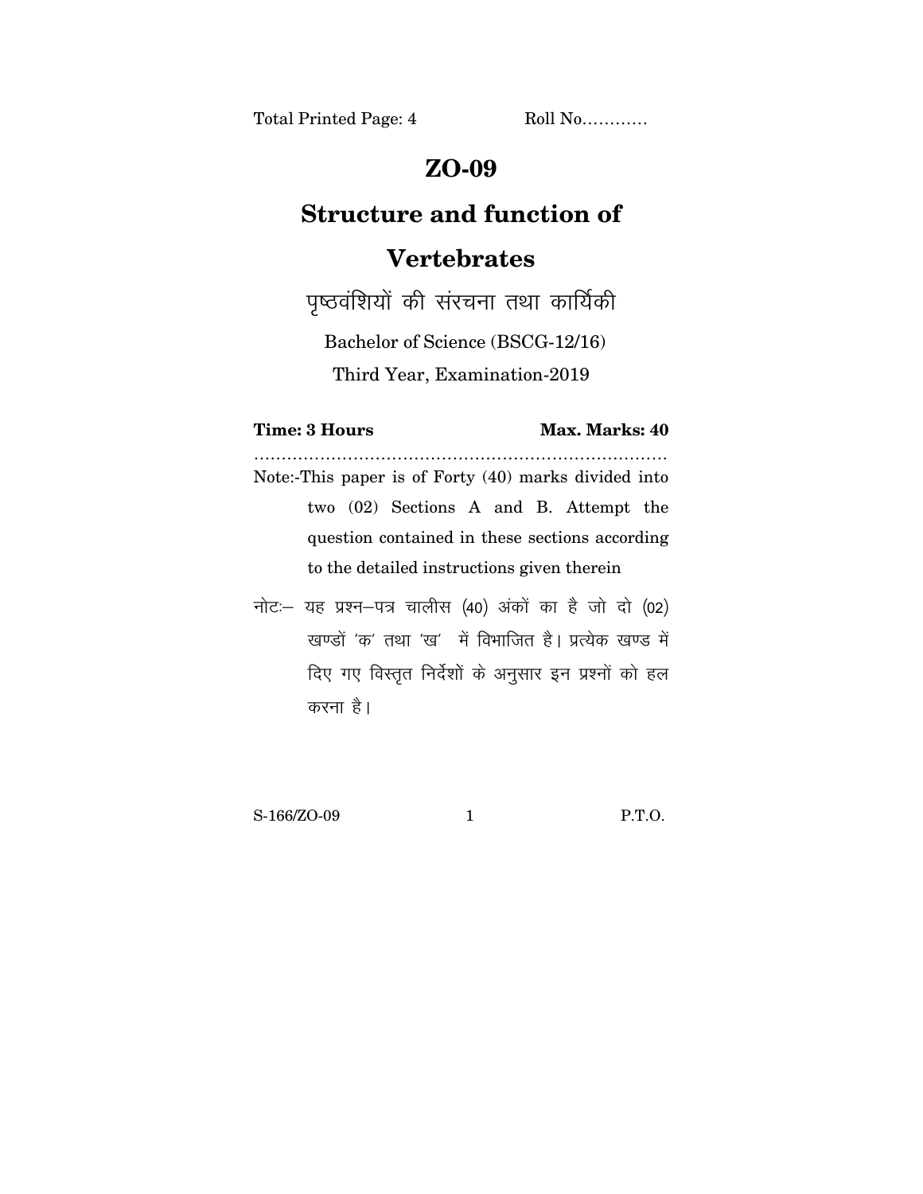Total Printed Page: 4 Roll No…………

# ZO-09

## Structure and function of Vertebrates

पृष्ठवंशियों की संरचना तथा कार्यिकी

Bachelor of Science (BSCG-12/16)

Third Year, Examination-2019

**Time: 3 Hours** **Max. Marks: 40**

…………………………………………………………………

Note:-This paper is of Forty (40) marks divided into two (02) Sections A and B. Attempt the question contained in these sections according to the detailed instructions given therein

नोटः– यह प्रश्न–पत्र चालीस (40) अंकों का है जो दो (02) खण्डों 'क' तथा 'ख' में विभाजित है। प्रत्येक खण्ड में दिए गए विस्तृत निर्देशों के अनुसार इन प्रश्नों को हल करना है।

S-166/ZO-09 P.T.O.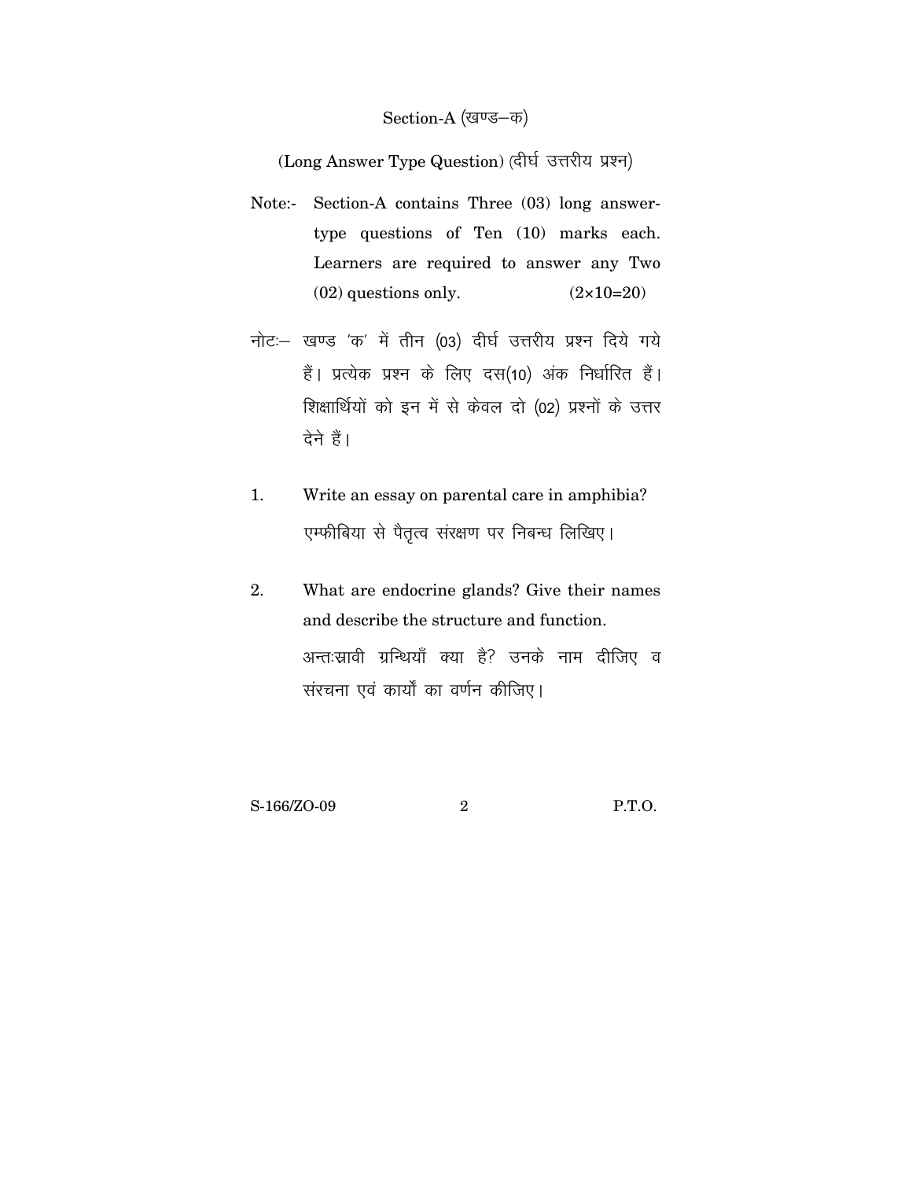## Section-A (खण्ड–क)

### (Long Answer Type Question) (दीर्घ उत्तरीय प्रश्न)

Note:- Section-A contains Three (03) long answer-type questions of Ten (10) marks each. Learners are required to answer any Two (02) questions only. (2×10=20)

नोटः– खण्ड 'क' में तीन (03) दीर्घ उत्तरीय प्रश्न दिये गये हैं। प्रत्येक प्रश्न के लिए दस(10) अंक निर्धारित हैं। शिक्षार्थियों को इन में से केवल दो (02) प्रश्नों के उत्तर देने हैं।

1. Write an essay on parental care in amphibia?

   एम्फीबिया से पैतृत्व संरक्षण पर निबन्ध लिखिए।

2. What are endocrine glands? Give their names and describe the structure and function.

   अन्तःस्रावी ग्रन्थियाँ क्या है? उनके नाम दीजिए व संरचना एवं कार्यों का वर्णन कीजिए।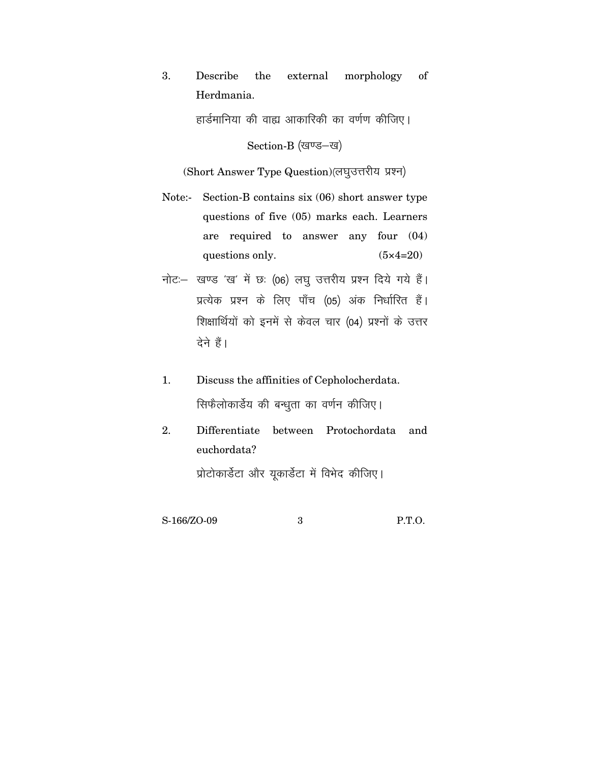3. Describe the external morphology of Herdmania.

   हार्डमानिया की वाह्य आकारिकी का वर्णण कीजिए।

## Section-B (खण्ड–ख)

(Short Answer Type Question)(लघुउत्तरीय प्रश्न)

Note:- Section-B contains six (06) short answer type questions of five (05) marks each. Learners are required to answer any four (04) questions only. (5×4=20)

नोटः– खण्ड 'ख' में छः (06) लघु उत्तरीय प्रश्न दिये गये हैं। प्रत्येक प्रश्न के लिए पाँच (05) अंक निर्धारित हैं। शिक्षार्थियों को इनमें से केवल चार (04) प्रश्नों के उत्तर देने हैं।

1. Discuss the affinities of Cepholocherdata.

   सिफैलोकार्डेय की बन्धुता का वर्णन कीजिए।

2. Differentiate between Protochordata and euchordata?

   प्रोटोकार्डेटा और यूकार्डेटा में विभेद कीजिए।

S-166/ZO-09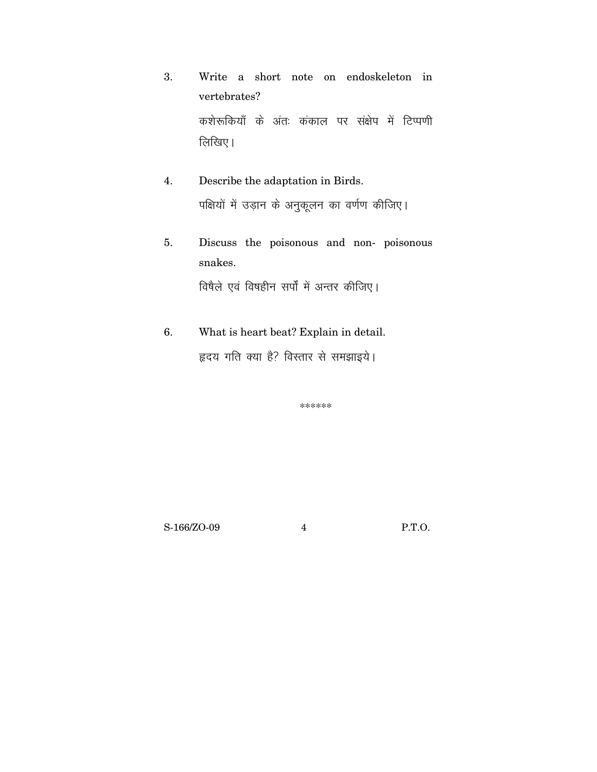3. Write a short note on endoskeleton in vertebrates?

   कशेरूकियाँ के अंतः कंकाल पर संक्षेप में टिप्पणी लिखिए।

4. Describe the adaptation in Birds.

   पक्षियों में उड़ान के अनुकूलन का वर्णण कीजिए।

5. Discuss the poisonous and non- poisonous snakes.

   विषैले एवं विषहीन सर्पों में अन्तर कीजिए।

6. What is heart beat? Explain in detail.

   हृदय गति क्या है? विस्तार से समझाइये।

******